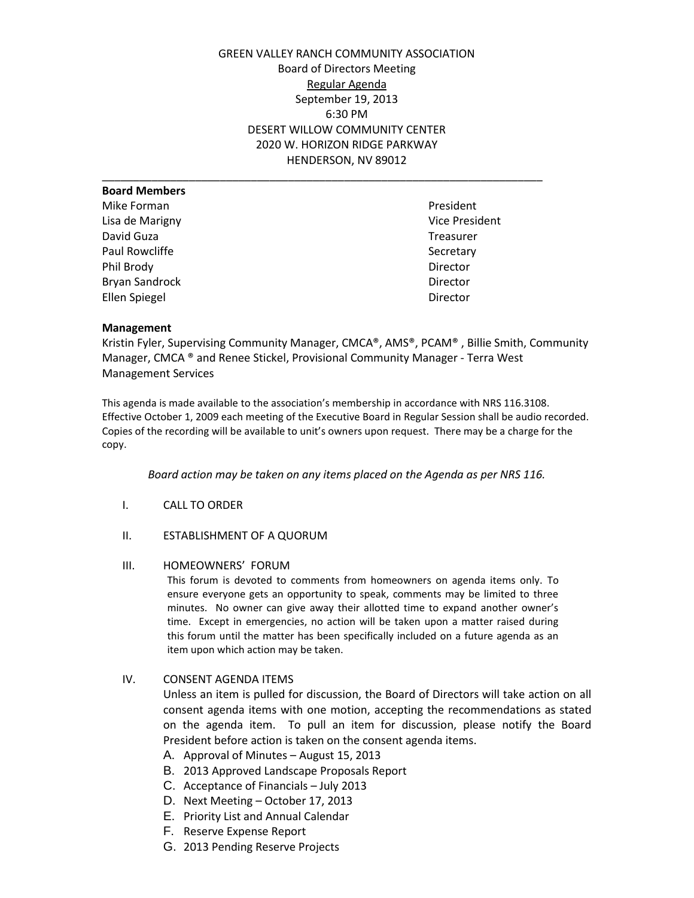GREEN VALLEY RANCH COMMUNITY ASSOCIATION
Board of Directors Meeting
Regular Agenda
September 19, 2013
6:30 PM
DESERT WILLOW COMMUNITY CENTER
2020 W. HORIZON RIDGE PARKWAY
HENDERSON, NV 89012

---

**Board Members**

| | |
|---|---|
| Mike Forman | President |
| Lisa de Marigny | Vice President |
| David Guza | Treasurer |
| Paul Rowcliffe | Secretary |
| Phil Brody | Director |
| Bryan Sandrock | Director |
| Ellen Spiegel | Director |

**Management**

Kristin Fyler, Supervising Community Manager, CMCA®, AMS®, PCAM® , Billie Smith, Community Manager, CMCA ® and Renee Stickel, Provisional Community Manager - Terra West Management Services

This agenda is made available to the association's membership in accordance with NRS 116.3108. Effective October 1, 2009 each meeting of the Executive Board in Regular Session shall be audio recorded. Copies of the recording will be available to unit's owners upon request. There may be a charge for the copy.

*Board action may be taken on any items placed on the Agenda as per NRS 116.*

I. CALL TO ORDER

II. ESTABLISHMENT OF A QUORUM

III. HOMEOWNERS' FORUM

This forum is devoted to comments from homeowners on agenda items only. To ensure everyone gets an opportunity to speak, comments may be limited to three minutes. No owner can give away their allotted time to expand another owner's time. Except in emergencies, no action will be taken upon a matter raised during this forum until the matter has been specifically included on a future agenda as an item upon which action may be taken.

IV. CONSENT AGENDA ITEMS

Unless an item is pulled for discussion, the Board of Directors will take action on all consent agenda items with one motion, accepting the recommendations as stated on the agenda item. To pull an item for discussion, please notify the Board President before action is taken on the consent agenda items.

A. Approval of Minutes – August 15, 2013
B. 2013 Approved Landscape Proposals Report
C. Acceptance of Financials – July 2013
D. Next Meeting – October 17, 2013
E. Priority List and Annual Calendar
F. Reserve Expense Report
G. 2013 Pending Reserve Projects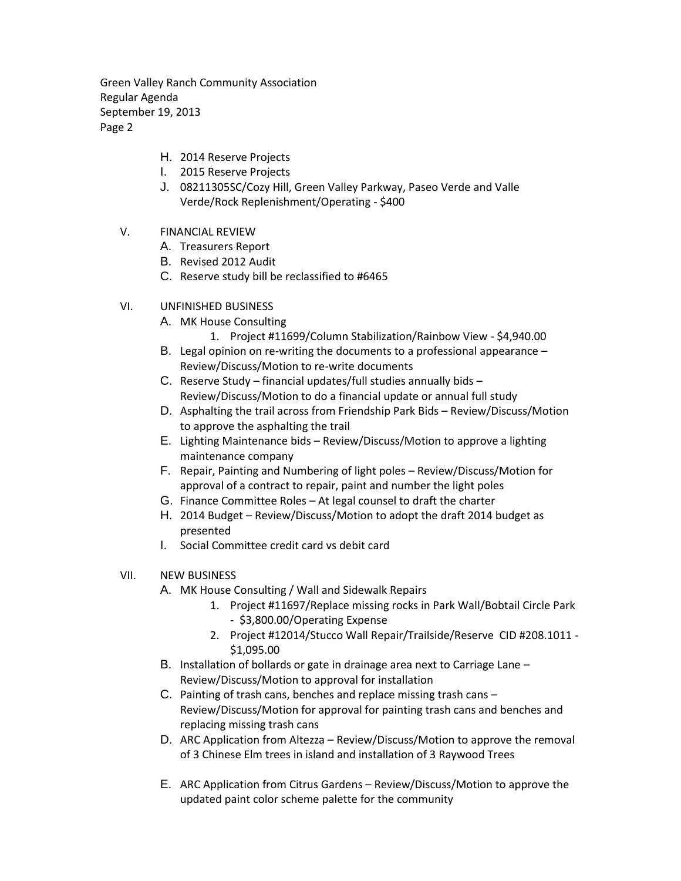H. 2014 Reserve Projects
I. 2015 Reserve Projects
J. 08211305SC/Cozy Hill, Green Valley Parkway, Paseo Verde and Valle Verde/Rock Replenishment/Operating - $400

V. FINANCIAL REVIEW
   A. Treasurers Report
   B. Revised 2012 Audit
   C. Reserve study bill be reclassified to #6465

VI. UNFINISHED BUSINESS
   A. MK House Consulting
      1. Project #11699/Column Stabilization/Rainbow View - $4,940.00
   B. Legal opinion on re-writing the documents to a professional appearance – Review/Discuss/Motion to re-write documents
   C. Reserve Study – financial updates/full studies annually bids – Review/Discuss/Motion to do a financial update or annual full study
   D. Asphalting the trail across from Friendship Park Bids – Review/Discuss/Motion to approve the asphalting the trail
   E. Lighting Maintenance bids – Review/Discuss/Motion to approve a lighting maintenance company
   F. Repair, Painting and Numbering of light poles – Review/Discuss/Motion for approval of a contract to repair, paint and number the light poles
   G. Finance Committee Roles – At legal counsel to draft the charter
   H. 2014 Budget – Review/Discuss/Motion to adopt the draft 2014 budget as presented
   I. Social Committee credit card vs debit card

VII. NEW BUSINESS
   A. MK House Consulting / Wall and Sidewalk Repairs
      1. Project #11697/Replace missing rocks in Park Wall/Bobtail Circle Park - $3,800.00/Operating Expense
      2. Project #12014/Stucco Wall Repair/Trailside/Reserve CID #208.1011 - $1,095.00
   B. Installation of bollards or gate in drainage area next to Carriage Lane – Review/Discuss/Motion to approval for installation
   C. Painting of trash cans, benches and replace missing trash cans – Review/Discuss/Motion for approval for painting trash cans and benches and replacing missing trash cans
   D. ARC Application from Altezza – Review/Discuss/Motion to approve the removal of 3 Chinese Elm trees in island and installation of 3 Raywood Trees
   E. ARC Application from Citrus Gardens – Review/Discuss/Motion to approve the updated paint color scheme palette for the community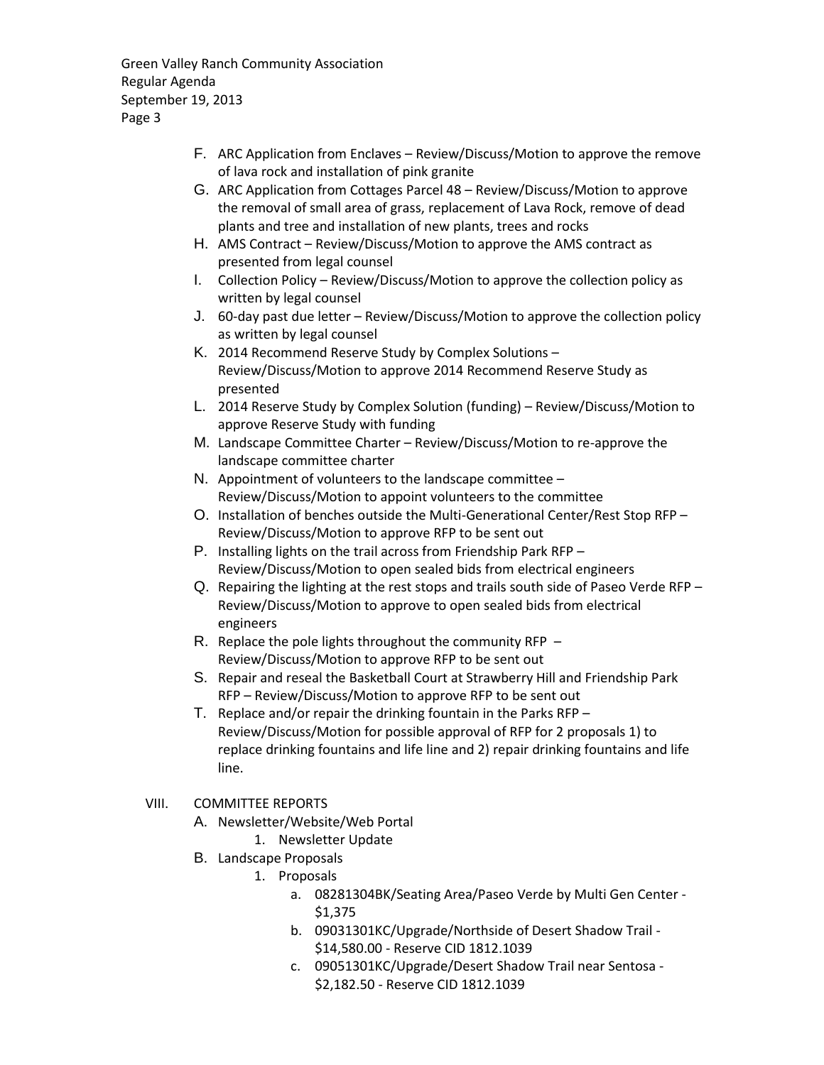F. ARC Application from Enclaves – Review/Discuss/Motion to approve the remove of lava rock and installation of pink granite

G. ARC Application from Cottages Parcel 48 – Review/Discuss/Motion to approve the removal of small area of grass, replacement of Lava Rock, remove of dead plants and tree and installation of new plants, trees and rocks

H. AMS Contract – Review/Discuss/Motion to approve the AMS contract as presented from legal counsel

I. Collection Policy – Review/Discuss/Motion to approve the collection policy as written by legal counsel

J. 60-day past due letter – Review/Discuss/Motion to approve the collection policy as written by legal counsel

K. 2014 Recommend Reserve Study by Complex Solutions – Review/Discuss/Motion to approve 2014 Recommend Reserve Study as presented

L. 2014 Reserve Study by Complex Solution (funding) – Review/Discuss/Motion to approve Reserve Study with funding

M. Landscape Committee Charter – Review/Discuss/Motion to re-approve the landscape committee charter

N. Appointment of volunteers to the landscape committee – Review/Discuss/Motion to appoint volunteers to the committee

O. Installation of benches outside the Multi-Generational Center/Rest Stop RFP – Review/Discuss/Motion to approve RFP to be sent out

P. Installing lights on the trail across from Friendship Park RFP – Review/Discuss/Motion to open sealed bids from electrical engineers

Q. Repairing the lighting at the rest stops and trails south side of Paseo Verde RFP – Review/Discuss/Motion to approve to open sealed bids from electrical engineers

R. Replace the pole lights throughout the community RFP – Review/Discuss/Motion to approve RFP to be sent out

S. Repair and reseal the Basketball Court at Strawberry Hill and Friendship Park RFP – Review/Discuss/Motion to approve RFP to be sent out

T. Replace and/or repair the drinking fountain in the Parks RFP – Review/Discuss/Motion for possible approval of RFP for 2 proposals 1) to replace drinking fountains and life line and 2) repair drinking fountains and life line.

VIII. COMMITTEE REPORTS

A. Newsletter/Website/Web Portal
   1. Newsletter Update

B. Landscape Proposals
   1. Proposals
      a. 08281304BK/Seating Area/Paseo Verde by Multi Gen Center - $1,375
      b. 09031301KC/Upgrade/Northside of Desert Shadow Trail - $14,580.00 - Reserve CID 1812.1039
      c. 09051301KC/Upgrade/Desert Shadow Trail near Sentosa - $2,182.50 - Reserve CID 1812.1039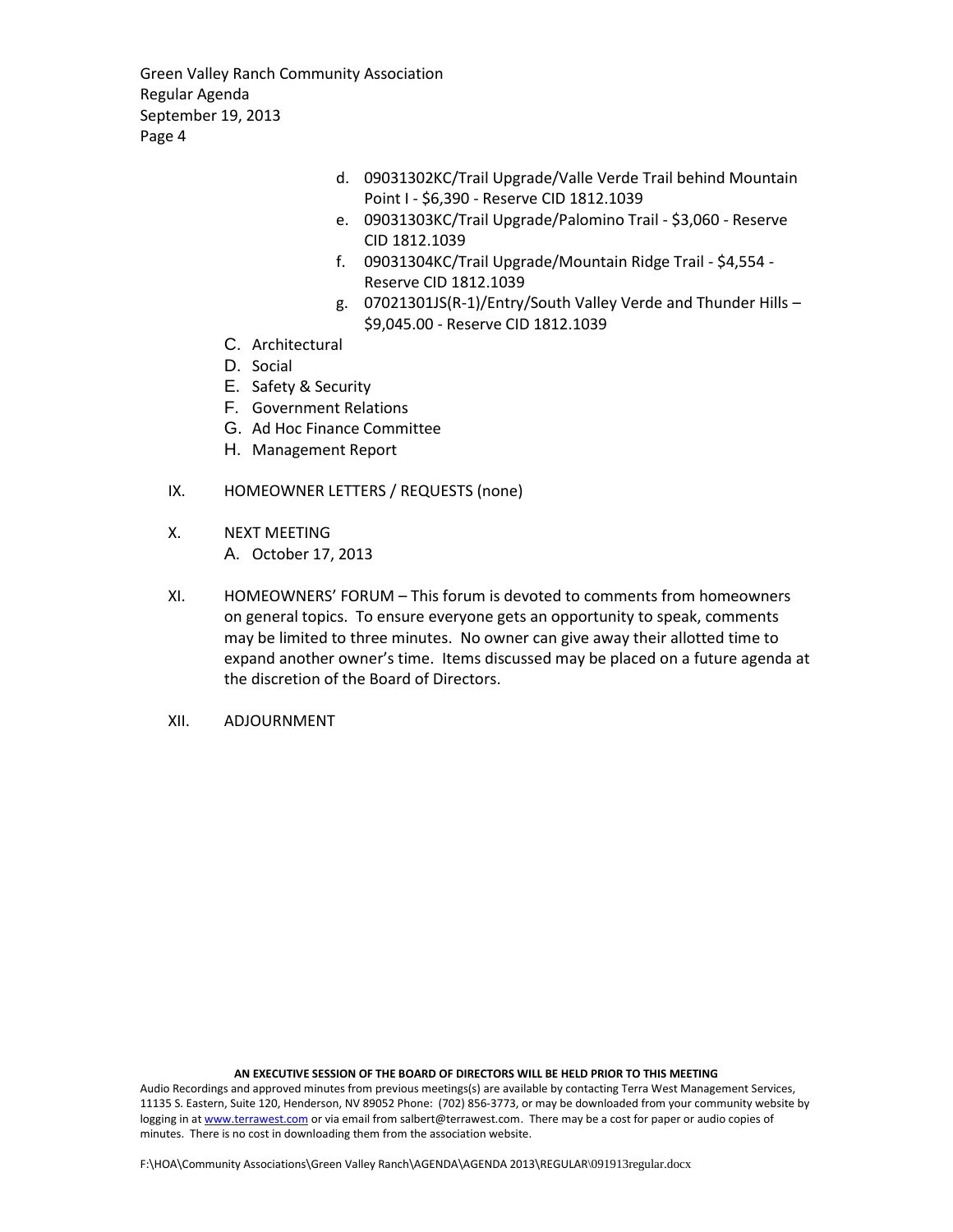d. 09031302KC/Trail Upgrade/Valle Verde Trail behind Mountain Point I - $6,390 - Reserve CID 1812.1039
e. 09031303KC/Trail Upgrade/Palomino Trail - $3,060 - Reserve CID 1812.1039
f. 09031304KC/Trail Upgrade/Mountain Ridge Trail - $4,554 - Reserve CID 1812.1039
g. 07021301JS(R-1)/Entry/South Valley Verde and Thunder Hills – $9,045.00 - Reserve CID 1812.1039

C. Architectural
D. Social
E. Safety & Security
F. Government Relations
G. Ad Hoc Finance Committee
H. Management Report

IX. HOMEOWNER LETTERS / REQUESTS (none)

X. NEXT MEETING
A. October 17, 2013

XI. HOMEOWNERS' FORUM – This forum is devoted to comments from homeowners on general topics. To ensure everyone gets an opportunity to speak, comments may be limited to three minutes. No owner can give away their allotted time to expand another owner's time. Items discussed may be placed on a future agenda at the discretion of the Board of Directors.

XII. ADJOURNMENT

**AN EXECUTIVE SESSION OF THE BOARD OF DIRECTORS WILL BE HELD PRIOR TO THIS MEETING**

Audio Recordings and approved minutes from previous meetings(s) are available by contacting Terra West Management Services, 11135 S. Eastern, Suite 120, Henderson, NV 89052 Phone: (702) 856-3773, or may be downloaded from your community website by logging in at www.terrawest.com or via email from salbert@terrawest.com. There may be a cost for paper or audio copies of minutes. There is no cost in downloading them from the association website.

F:\HOA\Community Associations\Green Valley Ranch\AGENDA\AGENDA 2013\REGULAR\091913regular.docx